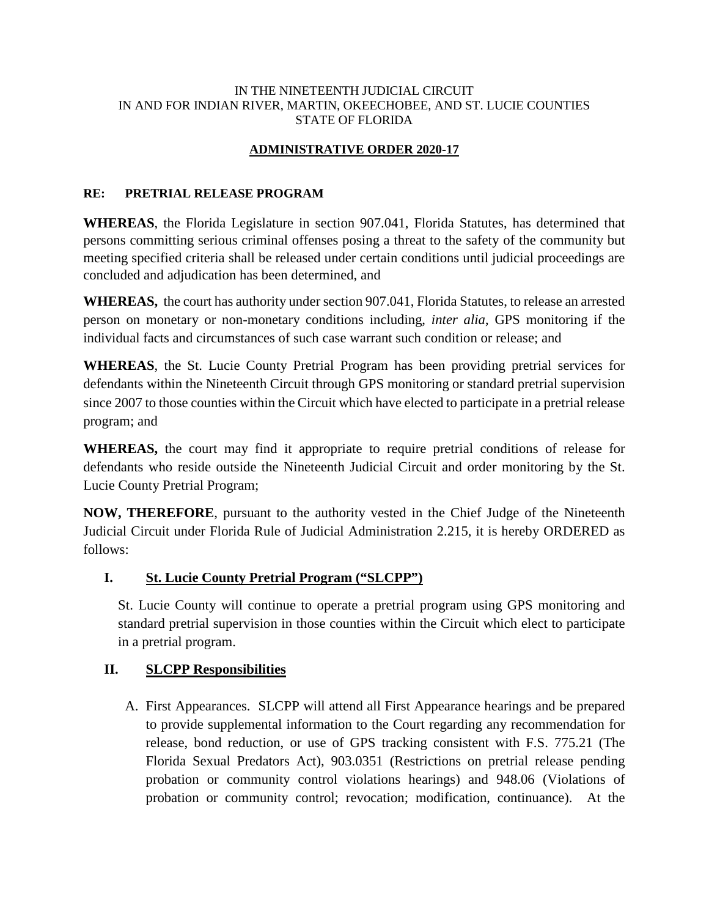IN THE NINETEENTH JUDICIAL CIRCUIT
IN AND FOR INDIAN RIVER, MARTIN, OKEECHOBEE, AND ST. LUCIE COUNTIES
STATE OF FLORIDA

**ADMINISTRATIVE ORDER 2020-17**

**RE: PRETRIAL RELEASE PROGRAM**

**WHEREAS**, the Florida Legislature in section 907.041, Florida Statutes, has determined that persons committing serious criminal offenses posing a threat to the safety of the community but meeting specified criteria shall be released under certain conditions until judicial proceedings are concluded and adjudication has been determined, and

**WHEREAS,** the court has authority under section 907.041, Florida Statutes, to release an arrested person on monetary or non-monetary conditions including, *inter alia*, GPS monitoring if the individual facts and circumstances of such case warrant such condition or release; and

**WHEREAS**, the St. Lucie County Pretrial Program has been providing pretrial services for defendants within the Nineteenth Circuit through GPS monitoring or standard pretrial supervision since 2007 to those counties within the Circuit which have elected to participate in a pretrial release program; and

**WHEREAS,** the court may find it appropriate to require pretrial conditions of release for defendants who reside outside the Nineteenth Judicial Circuit and order monitoring by the St. Lucie County Pretrial Program;

**NOW, THEREFORE**, pursuant to the authority vested in the Chief Judge of the Nineteenth Judicial Circuit under Florida Rule of Judicial Administration 2.215, it is hereby ORDERED as follows:

## I. St. Lucie County Pretrial Program ("SLCPP")

St. Lucie County will continue to operate a pretrial program using GPS monitoring and standard pretrial supervision in those counties within the Circuit which elect to participate in a pretrial program.

## II. SLCPP Responsibilities

A. First Appearances. SLCPP will attend all First Appearance hearings and be prepared to provide supplemental information to the Court regarding any recommendation for release, bond reduction, or use of GPS tracking consistent with F.S. 775.21 (The Florida Sexual Predators Act), 903.0351 (Restrictions on pretrial release pending probation or community control violations hearings) and 948.06 (Violations of probation or community control; revocation; modification, continuance). At the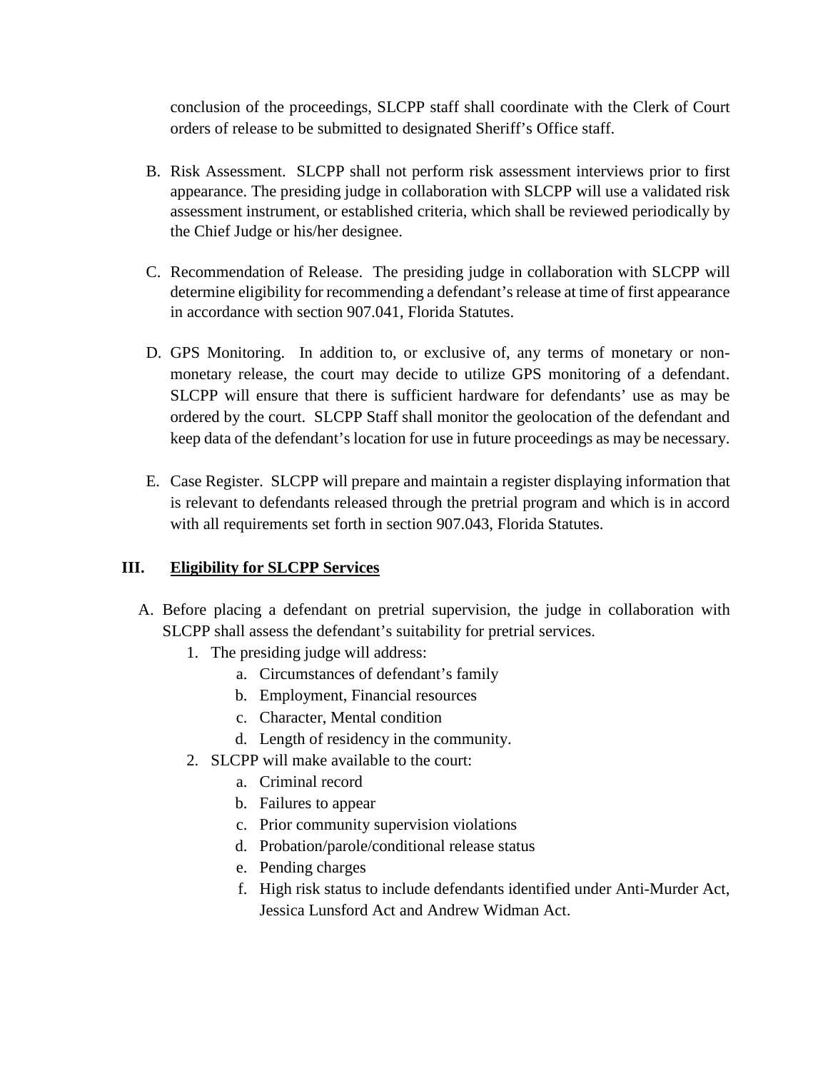conclusion of the proceedings, SLCPP staff shall coordinate with the Clerk of Court orders of release to be submitted to designated Sheriff's Office staff.

B. Risk Assessment. SLCPP shall not perform risk assessment interviews prior to first appearance. The presiding judge in collaboration with SLCPP will use a validated risk assessment instrument, or established criteria, which shall be reviewed periodically by the Chief Judge or his/her designee.

C. Recommendation of Release. The presiding judge in collaboration with SLCPP will determine eligibility for recommending a defendant's release at time of first appearance in accordance with section 907.041, Florida Statutes.

D. GPS Monitoring. In addition to, or exclusive of, any terms of monetary or non-monetary release, the court may decide to utilize GPS monitoring of a defendant. SLCPP will ensure that there is sufficient hardware for defendants' use as may be ordered by the court. SLCPP Staff shall monitor the geolocation of the defendant and keep data of the defendant's location for use in future proceedings as may be necessary.

E. Case Register. SLCPP will prepare and maintain a register displaying information that is relevant to defendants released through the pretrial program and which is in accord with all requirements set forth in section 907.043, Florida Statutes.

## III. <u>Eligibility for SLCPP Services</u>

A. Before placing a defendant on pretrial supervision, the judge in collaboration with SLCPP shall assess the defendant's suitability for pretrial services.
   1. The presiding judge will address:
      a. Circumstances of defendant's family
      b. Employment, Financial resources
      c. Character, Mental condition
      d. Length of residency in the community.
   2. SLCPP will make available to the court:
      a. Criminal record
      b. Failures to appear
      c. Prior community supervision violations
      d. Probation/parole/conditional release status
      e. Pending charges
      f. High risk status to include defendants identified under Anti-Murder Act, Jessica Lunsford Act and Andrew Widman Act.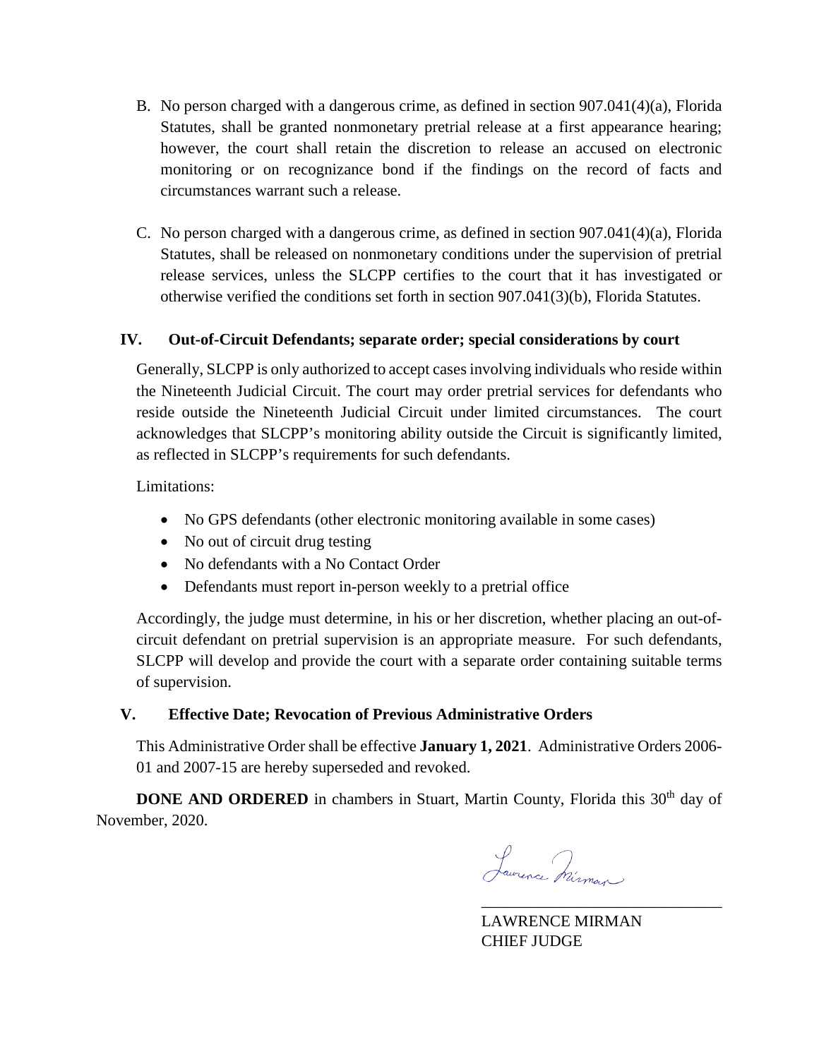B. No person charged with a dangerous crime, as defined in section 907.041(4)(a), Florida Statutes, shall be granted nonmonetary pretrial release at a first appearance hearing; however, the court shall retain the discretion to release an accused on electronic monitoring or on recognizance bond if the findings on the record of facts and circumstances warrant such a release.

C. No person charged with a dangerous crime, as defined in section 907.041(4)(a), Florida Statutes, shall be released on nonmonetary conditions under the supervision of pretrial release services, unless the SLCPP certifies to the court that it has investigated or otherwise verified the conditions set forth in section 907.041(3)(b), Florida Statutes.

## IV. Out-of-Circuit Defendants; separate order; special considerations by court

Generally, SLCPP is only authorized to accept cases involving individuals who reside within the Nineteenth Judicial Circuit. The court may order pretrial services for defendants who reside outside the Nineteenth Judicial Circuit under limited circumstances. The court acknowledges that SLCPP's monitoring ability outside the Circuit is significantly limited, as reflected in SLCPP's requirements for such defendants.

Limitations:

- No GPS defendants (other electronic monitoring available in some cases)
- No out of circuit drug testing
- No defendants with a No Contact Order
- Defendants must report in-person weekly to a pretrial office

Accordingly, the judge must determine, in his or her discretion, whether placing an out-of-circuit defendant on pretrial supervision is an appropriate measure. For such defendants, SLCPP will develop and provide the court with a separate order containing suitable terms of supervision.

## V. Effective Date; Revocation of Previous Administrative Orders

This Administrative Order shall be effective **January 1, 2021**. Administrative Orders 2006-01 and 2007-15 are hereby superseded and revoked.

**DONE AND ORDERED** in chambers in Stuart, Martin County, Florida this 30th day of November, 2020.

LAWRENCE MIRMAN
CHIEF JUDGE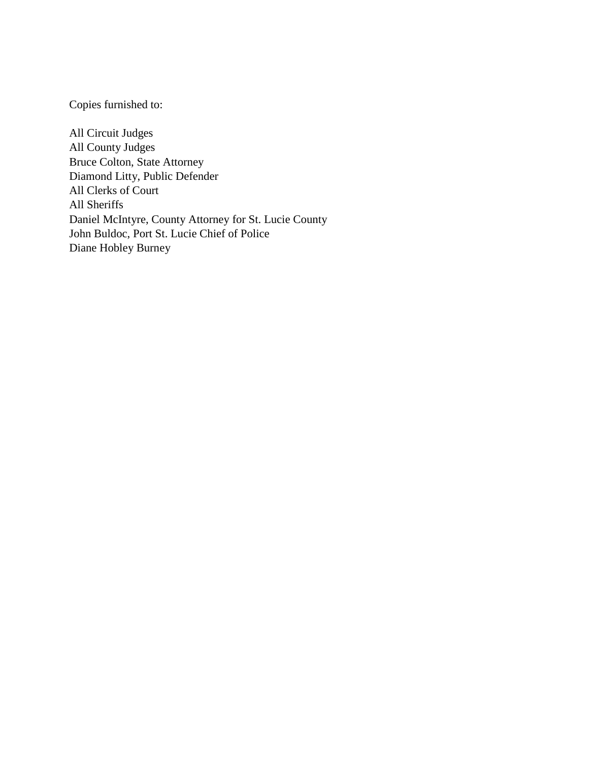Copies furnished to:

All Circuit Judges
All County Judges
Bruce Colton, State Attorney
Diamond Litty, Public Defender
All Clerks of Court
All Sheriffs
Daniel McIntyre, County Attorney for St. Lucie County
John Buldoc, Port St. Lucie Chief of Police
Diane Hobley Burney